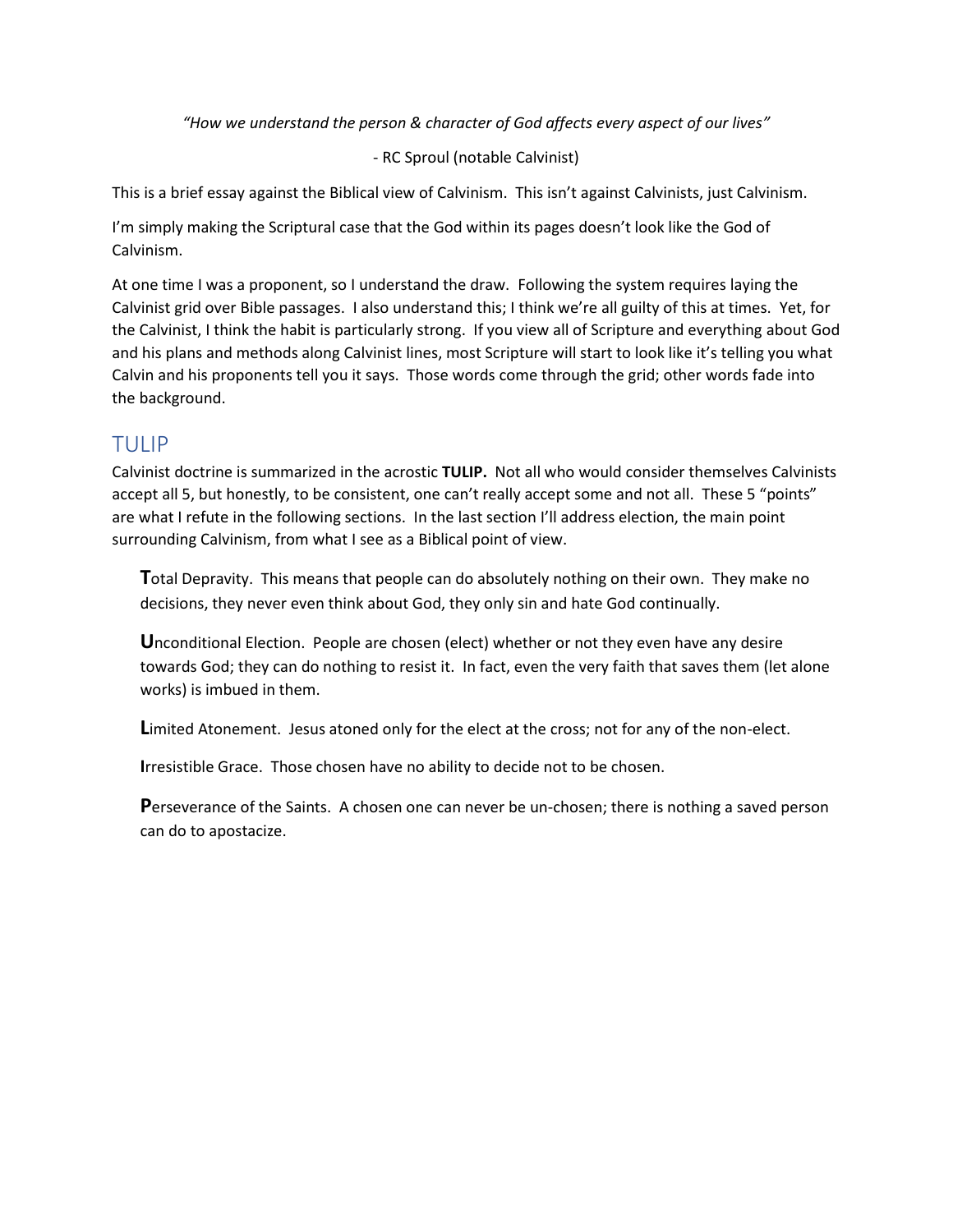*"How we understand the person & character of God affects every aspect of our lives"*

- RC Sproul (notable Calvinist)

This is a brief essay against the Biblical view of Calvinism. This isn't against Calvinists, just Calvinism.

I'm simply making the Scriptural case that the God within its pages doesn't look like the God of Calvinism.

At one time I was a proponent, so I understand the draw. Following the system requires laying the Calvinist grid over Bible passages. I also understand this; I think we're all guilty of this at times. Yet, for the Calvinist, I think the habit is particularly strong. If you view all of Scripture and everything about God and his plans and methods along Calvinist lines, most Scripture will start to look like it's telling you what Calvin and his proponents tell you it says. Those words come through the grid; other words fade into the background.

## TULIP

Calvinist doctrine is summarized in the acrostic **TULIP.** Not all who would consider themselves Calvinists accept all 5, but honestly, to be consistent, one can't really accept some and not all. These 5 "points" are what I refute in the following sections. In the last section I'll address election, the main point surrounding Calvinism, from what I see as a Biblical point of view.

**T**otal Depravity. This means that people can do absolutely nothing on their own. They make no decisions, they never even think about God, they only sin and hate God continually.

**U**nconditional Election. People are chosen (elect) whether or not they even have any desire towards God; they can do nothing to resist it. In fact, even the very faith that saves them (let alone works) is imbued in them.

**L**imited Atonement. Jesus atoned only for the elect at the cross; not for any of the non-elect.

**I**rresistible Grace. Those chosen have no ability to decide not to be chosen.

**P**erseverance of the Saints. A chosen one can never be un-chosen; there is nothing a saved person can do to apostacize.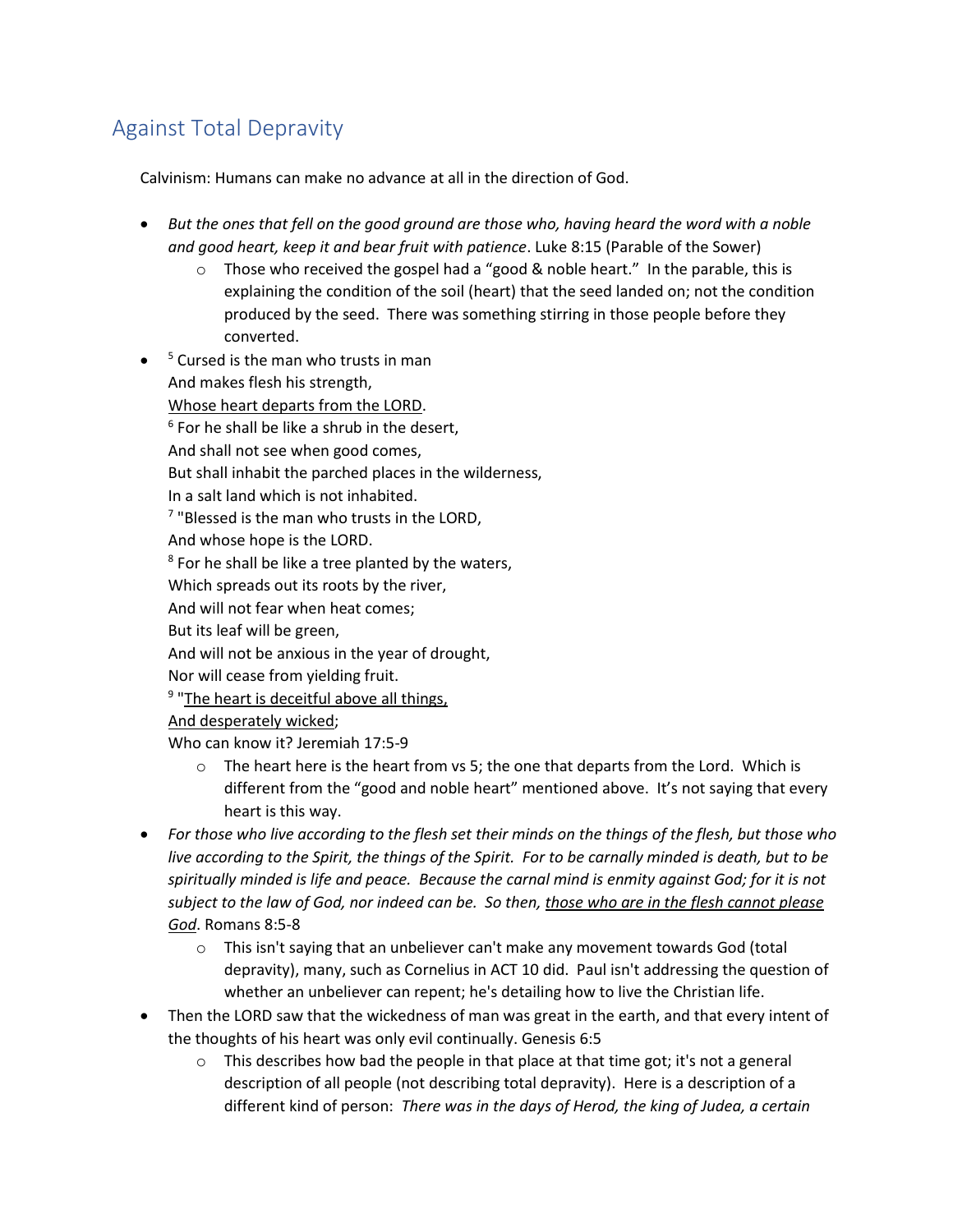## Against Total Depravity

Calvinism: Humans can make no advance at all in the direction of God.

- *But the ones that fell on the good ground are those who, having heard the word with a noble and good heart, keep it and bear fruit with patience*. Luke 8:15 (Parable of the Sower)
    - Those who received the gospel had a "good & noble heart." In the parable, this is explaining the condition of the soil (heart) that the seed landed on; not the condition produced by the seed. There was something stirring in those people before they converted.
- [5] Cursed is the man who trusts in man  
  And makes flesh his strength,  
  <u>Whose heart departs from the LORD</u>.  
  [6] For he shall be like a shrub in the desert,  
  And shall not see when good comes,  
  But shall inhabit the parched places in the wilderness,  
  In a salt land which is not inhabited.  
  [7] "Blessed is the man who trusts in the LORD,  
  And whose hope is the LORD.  
  [8] For he shall be like a tree planted by the waters,  
  Which spreads out its roots by the river,  
  And will not fear when heat comes;  
  But its leaf will be green,  
  And will not be anxious in the year of drought,  
  Nor will cease from yielding fruit.  
  [9] "<u>The heart is deceitful above all things,</u>  
  <u>And desperately wicked</u>;  
  Who can know it? Jeremiah 17:5-9
    - The heart here is the heart from vs 5; the one that departs from the Lord. Which is different from the "good and noble heart" mentioned above. It's not saying that every heart is this way.
- *For those who live according to the flesh set their minds on the things of the flesh, but those who live according to the Spirit, the things of the Spirit. For to be carnally minded is death, but to be spiritually minded is life and peace. Because the carnal mind is enmity against God; for it is not subject to the law of God, nor indeed can be. So then, <u>those who are in the flesh cannot please God</u>*. Romans 8:5-8
    - This isn't saying that an unbeliever can't make any movement towards God (total depravity), many, such as Cornelius in ACT 10 did. Paul isn't addressing the question of whether an unbeliever can repent; he's detailing how to live the Christian life.
- Then the LORD saw that the wickedness of man was great in the earth, and that every intent of the thoughts of his heart was only evil continually. Genesis 6:5
    - This describes how bad the people in that place at that time got; it's not a general description of all people (not describing total depravity). Here is a description of a different kind of person: *There was in the days of Herod, the king of Judea, a certain*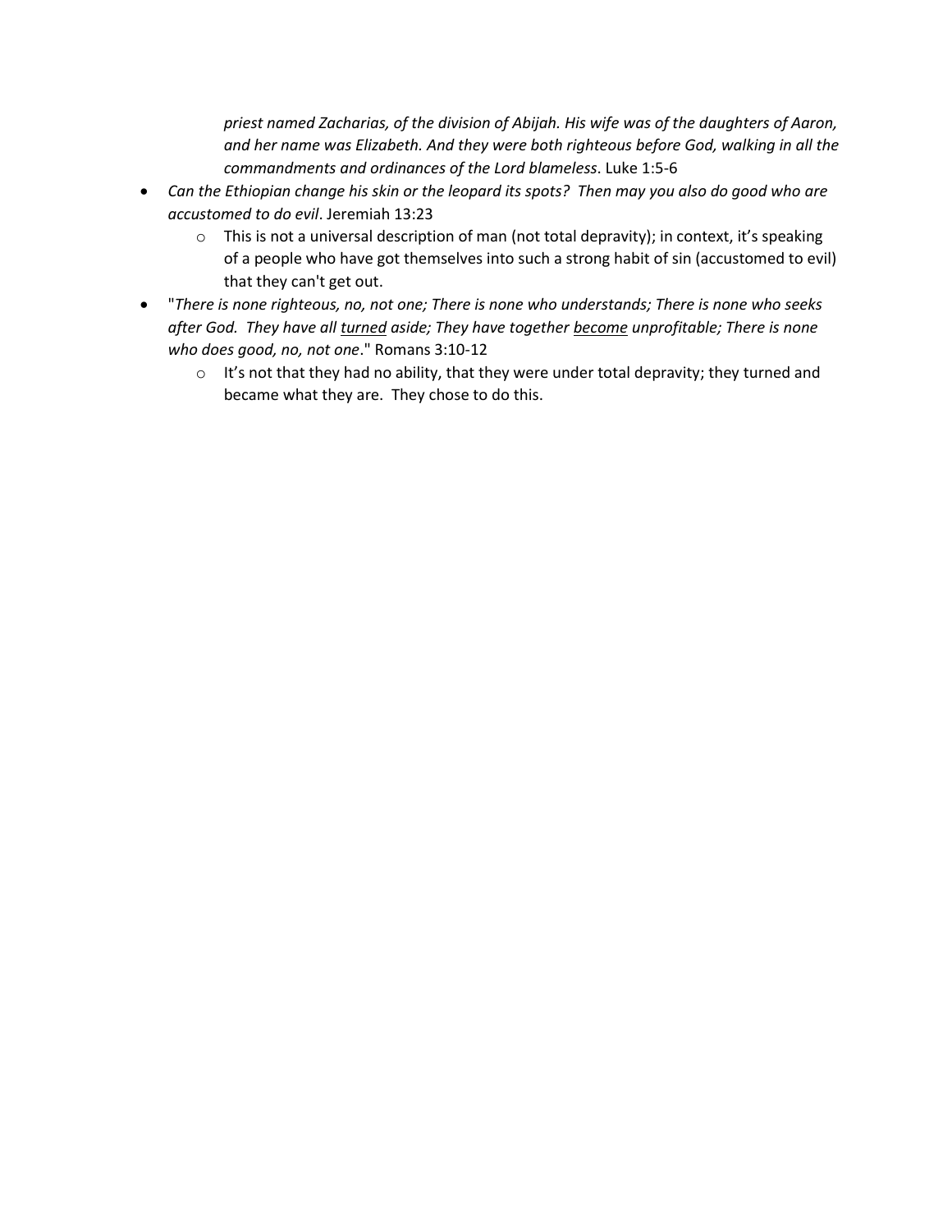*priest named Zacharias, of the division of Abijah. His wife was of the daughters of Aaron, and her name was Elizabeth. And they were both righteous before God, walking in all the commandments and ordinances of the Lord blameless*. Luke 1:5-6

- *Can the Ethiopian change his skin or the leopard its spots? Then may you also do good who are accustomed to do evil*. Jeremiah 13:23
    - This is not a universal description of man (not total depravity); in context, it's speaking of a people who have got themselves into such a strong habit of sin (accustomed to evil) that they can't get out.
- "*There is none righteous, no, not one; There is none who understands; There is none who seeks after God. They have all <u>turned</u> aside; They have together <u>become</u> unprofitable; There is none who does good, no, not one*." Romans 3:10-12
    - It's not that they had no ability, that they were under total depravity; they turned and became what they are. They chose to do this.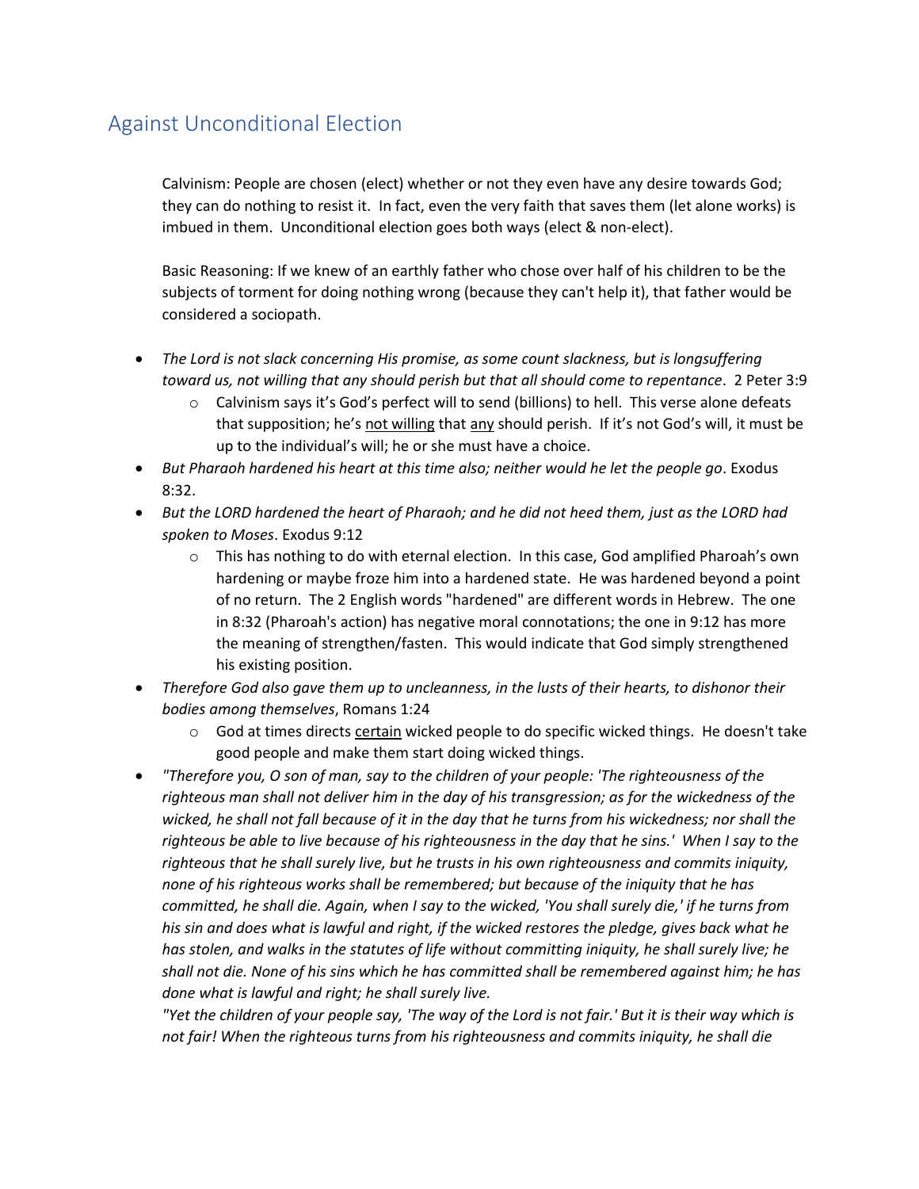## Against Unconditional Election

Calvinism: People are chosen (elect) whether or not they even have any desire towards God; they can do nothing to resist it. In fact, even the very faith that saves them (let alone works) is imbued in them. Unconditional election goes both ways (elect & non-elect).

Basic Reasoning: If we knew of an earthly father who chose over half of his children to be the subjects of torment for doing nothing wrong (because they can't help it), that father would be considered a sociopath.

- *The Lord is not slack concerning His promise, as some count slackness, but is longsuffering toward us, not willing that any should perish but that all should come to repentance*. 2 Peter 3:9
  - Calvinism says it's God's perfect will to send (billions) to hell. This verse alone defeats that supposition; he's <u>not willing</u> that <u>any</u> should perish. If it's not God's will, it must be up to the individual's will; he or she must have a choice.
- *But Pharaoh hardened his heart at this time also; neither would he let the people go*. Exodus 8:32.
- *But the LORD hardened the heart of Pharaoh; and he did not heed them, just as the LORD had spoken to Moses*. Exodus 9:12
  - This has nothing to do with eternal election. In this case, God amplified Pharoah's own hardening or maybe froze him into a hardened state. He was hardened beyond a point of no return. The 2 English words "hardened" are different words in Hebrew. The one in 8:32 (Pharoah's action) has negative moral connotations; the one in 9:12 has more the meaning of strengthen/fasten. This would indicate that God simply strengthened his existing position.
- *Therefore God also gave them up to uncleanness, in the lusts of their hearts, to dishonor their bodies among themselves*, Romans 1:24
  - God at times directs <u>certain</u> wicked people to do specific wicked things. He doesn't take good people and make them start doing wicked things.
- *"Therefore you, O son of man, say to the children of your people: 'The righteousness of the righteous man shall not deliver him in the day of his transgression; as for the wickedness of the wicked, he shall not fall because of it in the day that he turns from his wickedness; nor shall the righteous be able to live because of his righteousness in the day that he sins.' When I say to the righteous that he shall surely live, but he trusts in his own righteousness and commits iniquity, none of his righteous works shall be remembered; but because of the iniquity that he has committed, he shall die. Again, when I say to the wicked, 'You shall surely die,' if he turns from his sin and does what is lawful and right, if the wicked restores the pledge, gives back what he has stolen, and walks in the statutes of life without committing iniquity, he shall surely live; he shall not die. None of his sins which he has committed shall be remembered against him; he has done what is lawful and right; he shall surely live.*
  *"Yet the children of your people say, 'The way of the Lord is not fair.' But it is their way which is not fair! When the righteous turns from his righteousness and commits iniquity, he shall die*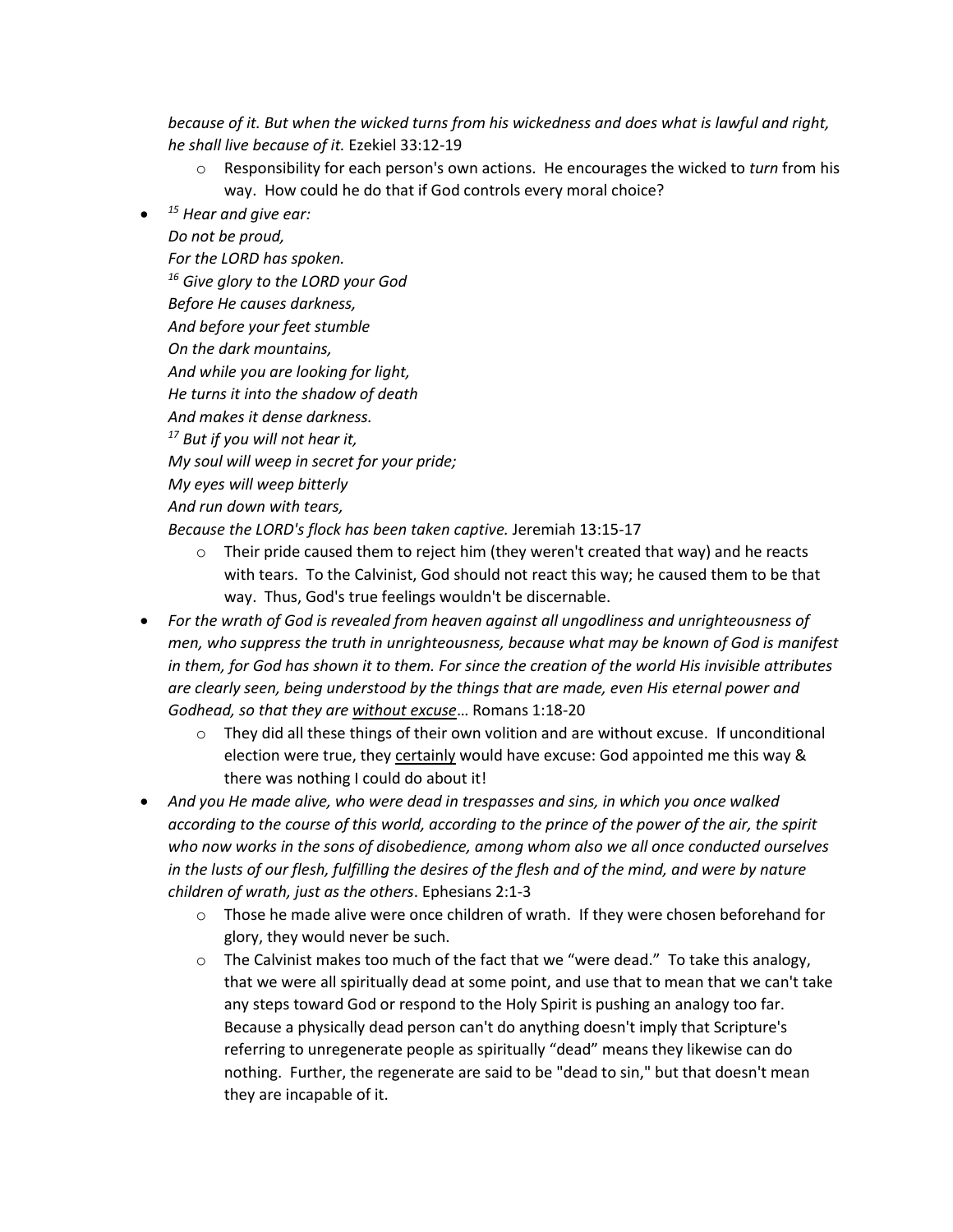*because of it. But when the wicked turns from his wickedness and does what is lawful and right, he shall live because of it.* Ezekiel 33:12-19

- Responsibility for each person's own actions. He encourages the wicked to *turn* from his way. How could he do that if God controls every moral choice?

- *[15] Hear and give ear:*
  *Do not be proud,*
  *For the LORD has spoken.*
  *[16] Give glory to the LORD your God*
  *Before He causes darkness,*
  *And before your feet stumble*
  *On the dark mountains,*
  *And while you are looking for light,*
  *He turns it into the shadow of death*
  *And makes it dense darkness.*
  *[17] But if you will not hear it,*
  *My soul will weep in secret for your pride;*
  *My eyes will weep bitterly*
  *And run down with tears,*
  *Because the LORD's flock has been taken captive.* Jeremiah 13:15-17
  - Their pride caused them to reject him (they weren't created that way) and he reacts with tears. To the Calvinist, God should not react this way; he caused them to be that way. Thus, God's true feelings wouldn't be discernable.

- *For the wrath of God is revealed from heaven against all ungodliness and unrighteousness of men, who suppress the truth in unrighteousness, because what may be known of God is manifest in them, for God has shown it to them. For since the creation of the world His invisible attributes are clearly seen, being understood by the things that are made, even His eternal power and Godhead, so that they are <u>without excuse</u>…* Romans 1:18-20
  - They did all these things of their own volition and are without excuse. If unconditional election were true, they <u>certainly</u> would have excuse: God appointed me this way & there was nothing I could do about it!

- *And you He made alive, who were dead in trespasses and sins, in which you once walked according to the course of this world, according to the prince of the power of the air, the spirit who now works in the sons of disobedience, among whom also we all once conducted ourselves in the lusts of our flesh, fulfilling the desires of the flesh and of the mind, and were by nature children of wrath, just as the others*. Ephesians 2:1-3
  - Those he made alive were once children of wrath. If they were chosen beforehand for glory, they would never be such.
  - The Calvinist makes too much of the fact that we "were dead." To take this analogy, that we were all spiritually dead at some point, and use that to mean that we can't take any steps toward God or respond to the Holy Spirit is pushing an analogy too far. Because a physically dead person can't do anything doesn't imply that Scripture's referring to unregenerate people as spiritually "dead" means they likewise can do nothing. Further, the regenerate are said to be "dead to sin," but that doesn't mean they are incapable of it.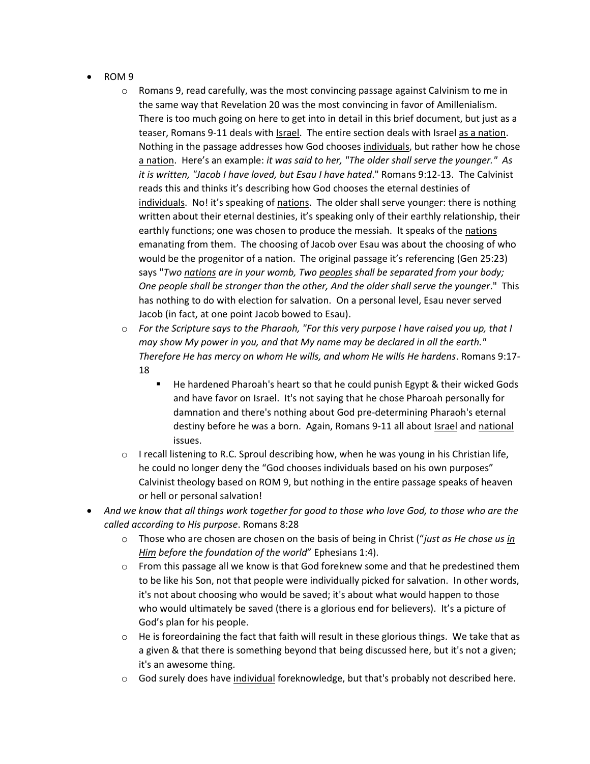- ROM 9
  - Romans 9, read carefully, was the most convincing passage against Calvinism to me in the same way that Revelation 20 was the most convincing in favor of Amillenialism. There is too much going on here to get into in detail in this brief document, but just as a teaser, Romans 9-11 deals with <u>Israel</u>. The entire section deals with Israel <u>as a nation</u>. Nothing in the passage addresses how God chooses <u>individuals</u>, but rather how he chose <u>a nation</u>. Here's an example: *it was said to her, "The older shall serve the younger." As it is written, "Jacob I have loved, but Esau I have hated*." Romans 9:12-13. The Calvinist reads this and thinks it's describing how God chooses the eternal destinies of <u>individuals</u>. No! it's speaking of <u>nations</u>. The older shall serve younger: there is nothing written about their eternal destinies, it's speaking only of their earthly relationship, their earthly functions; one was chosen to produce the messiah. It speaks of the <u>nations</u> emanating from them. The choosing of Jacob over Esau was about the choosing of who would be the progenitor of a nation. The original passage it's referencing (Gen 25:23) says "*Two <u>nations</u> are in your womb, Two <u>peoples</u> shall be separated from your body; One people shall be stronger than the other, And the older shall serve the younger*." This has nothing to do with election for salvation. On a personal level, Esau never served Jacob (in fact, at one point Jacob bowed to Esau).
  - *For the Scripture says to the Pharaoh, "For this very purpose I have raised you up, that I may show My power in you, and that My name may be declared in all the earth." Therefore He has mercy on whom He wills, and whom He wills He hardens*. Romans 9:17-18
    - He hardened Pharoah's heart so that he could punish Egypt & their wicked Gods and have favor on Israel. It's not saying that he chose Pharoah personally for damnation and there's nothing about God pre-determining Pharaoh's eternal destiny before he was a born. Again, Romans 9-11 all about <u>Israel</u> and <u>national</u> issues.
  - I recall listening to R.C. Sproul describing how, when he was young in his Christian life, he could no longer deny the "God chooses individuals based on his own purposes" Calvinist theology based on ROM 9, but nothing in the entire passage speaks of heaven or hell or personal salvation!
- *And we know that all things work together for good to those who love God, to those who are the called according to His purpose*. Romans 8:28
  - Those who are chosen are chosen on the basis of being in Christ ("*just as He chose us <u>in Him</u> before the foundation of the world*" Ephesians 1:4).
  - From this passage all we know is that God foreknew some and that he predestined them to be like his Son, not that people were individually picked for salvation. In other words, it's not about choosing who would be saved; it's about what would happen to those who would ultimately be saved (there is a glorious end for believers). It's a picture of God's plan for his people.
  - He is foreordaining the fact that faith will result in these glorious things. We take that as a given & that there is something beyond that being discussed here, but it's not a given; it's an awesome thing.
  - God surely does have <u>individual</u> foreknowledge, but that's probably not described here.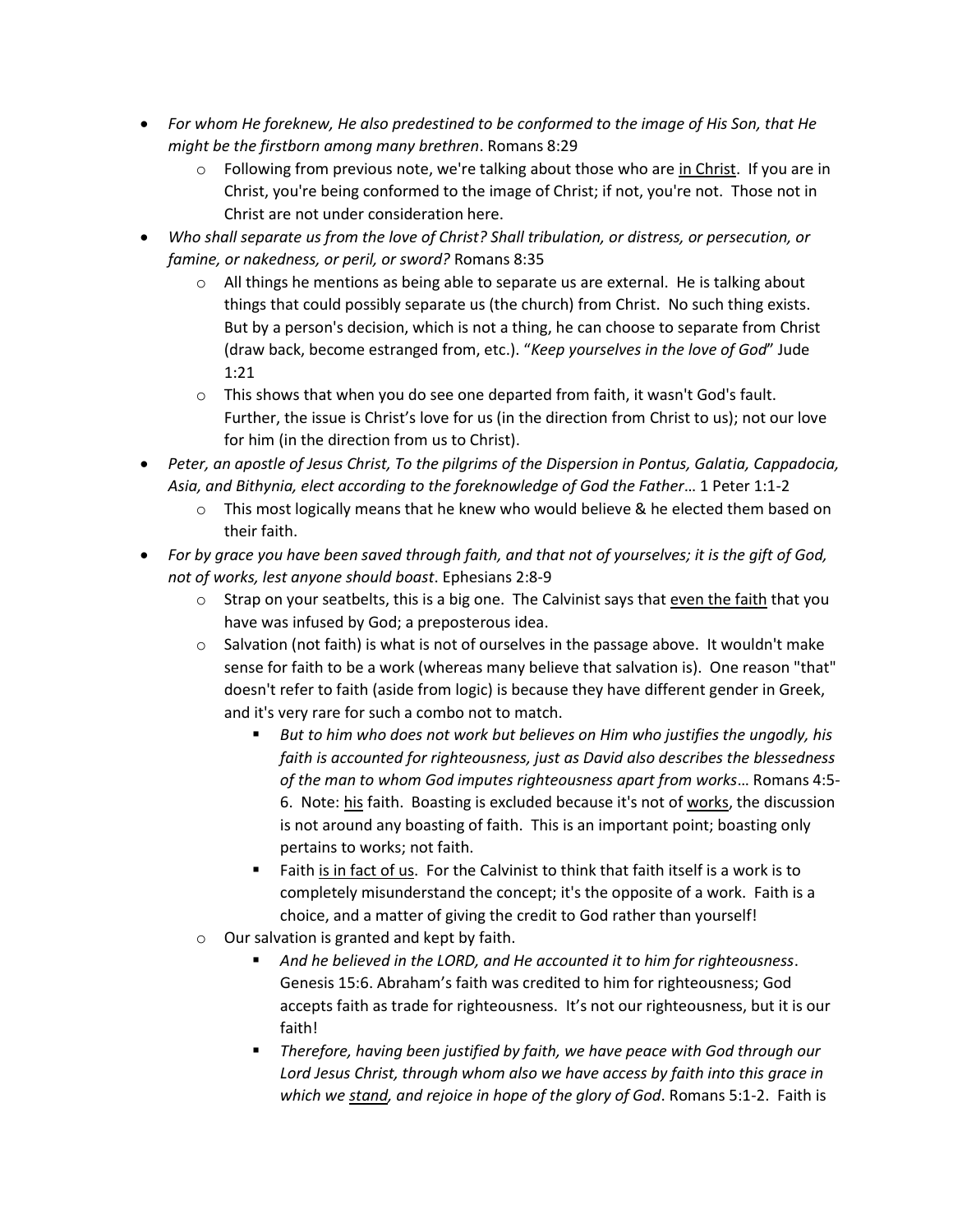- *For whom He foreknew, He also predestined to be conformed to the image of His Son, that He might be the firstborn among many brethren*. Romans 8:29
  - Following from previous note, we're talking about those who are <u>in Christ</u>. If you are in Christ, you're being conformed to the image of Christ; if not, you're not. Those not in Christ are not under consideration here.
- *Who shall separate us from the love of Christ? Shall tribulation, or distress, or persecution, or famine, or nakedness, or peril, or sword?* Romans 8:35
  - All things he mentions as being able to separate us are external. He is talking about things that could possibly separate us (the church) from Christ. No such thing exists. But by a person's decision, which is not a thing, he can choose to separate from Christ (draw back, become estranged from, etc.). "*Keep yourselves in the love of God*" Jude 1:21
  - This shows that when you do see one departed from faith, it wasn't God's fault. Further, the issue is Christ's love for us (in the direction from Christ to us); not our love for him (in the direction from us to Christ).
- *Peter, an apostle of Jesus Christ, To the pilgrims of the Dispersion in Pontus, Galatia, Cappadocia, Asia, and Bithynia, elect according to the foreknowledge of God the Father*… 1 Peter 1:1-2
  - This most logically means that he knew who would believe & he elected them based on their faith.
- *For by grace you have been saved through faith, and that not of yourselves; it is the gift of God, not of works, lest anyone should boast*. Ephesians 2:8-9
  - Strap on your seatbelts, this is a big one. The Calvinist says that <u>even the faith</u> that you have was infused by God; a preposterous idea.
  - Salvation (not faith) is what is not of ourselves in the passage above. It wouldn't make sense for faith to be a work (whereas many believe that salvation is). One reason "that" doesn't refer to faith (aside from logic) is because they have different gender in Greek, and it's very rare for such a combo not to match.
    - *But to him who does not work but believes on Him who justifies the ungodly, his faith is accounted for righteousness, just as David also describes the blessedness of the man to whom God imputes righteousness apart from works*… Romans 4:5-6. Note: <u>his</u> faith. Boasting is excluded because it's not of <u>works</u>, the discussion is not around any boasting of faith. This is an important point; boasting only pertains to works; not faith.
    - Faith <u>is in fact of us</u>. For the Calvinist to think that faith itself is a work is to completely misunderstand the concept; it's the opposite of a work. Faith is a choice, and a matter of giving the credit to God rather than yourself!
  - Our salvation is granted and kept by faith.
    - *And he believed in the LORD, and He accounted it to him for righteousness*. Genesis 15:6. Abraham's faith was credited to him for righteousness; God accepts faith as trade for righteousness. It's not our righteousness, but it is our faith!
    - *Therefore, having been justified by faith, we have peace with God through our Lord Jesus Christ, through whom also we have access by faith into this grace in which we <u>stand</u>, and rejoice in hope of the glory of God*. Romans 5:1-2. Faith is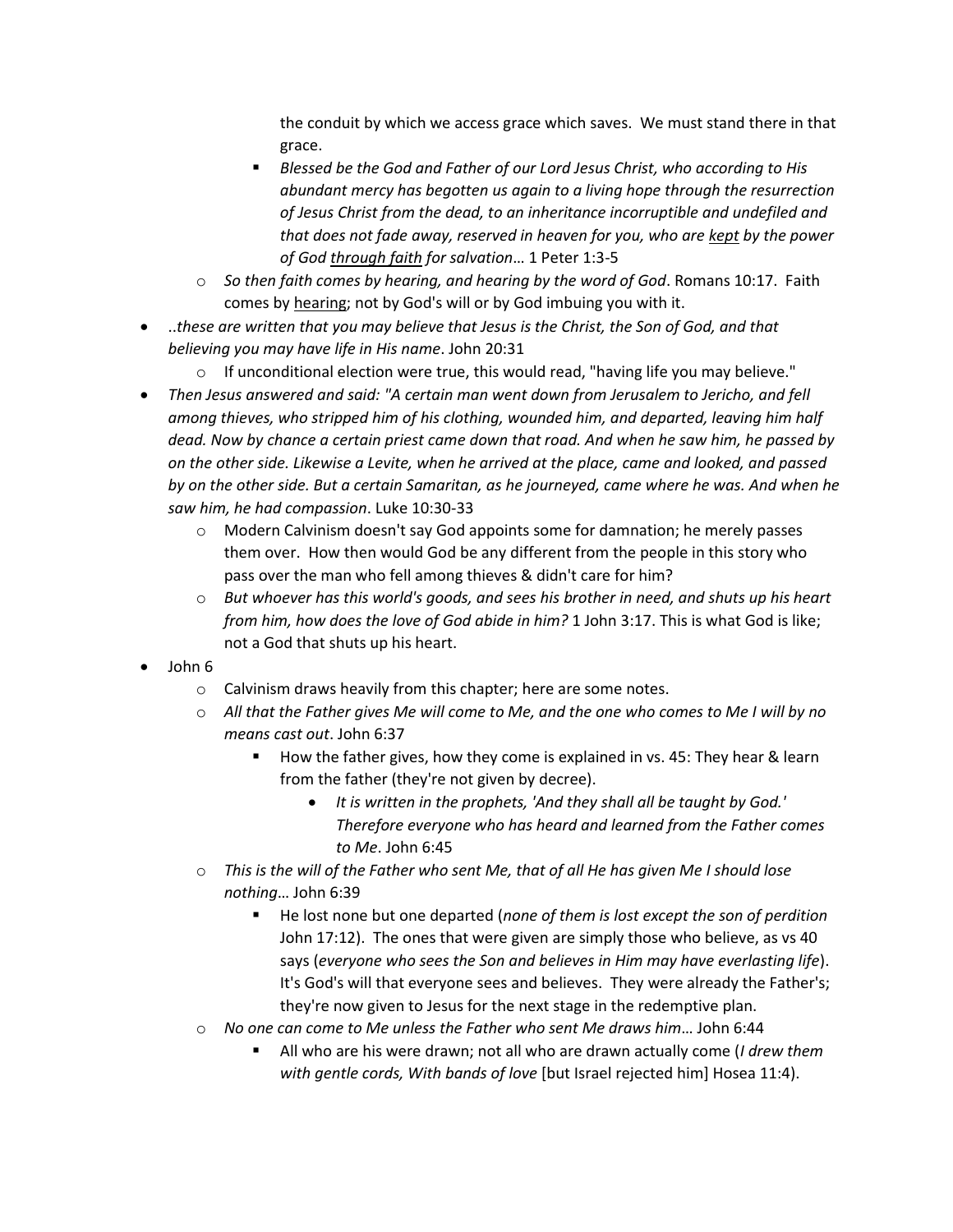the conduit by which we access grace which saves. We must stand there in that grace.

        - *Blessed be the God and Father of our Lord Jesus Christ, who according to His abundant mercy has begotten us again to a living hope through the resurrection of Jesus Christ from the dead, to an inheritance incorruptible and undefiled and that does not fade away, reserved in heaven for you, who are <u>kept</u> by the power of God <u>through faith</u> for salvation*… 1 Peter 1:3-5

    - *So then faith comes by hearing, and hearing by the word of God*. Romans 10:17. Faith comes by <u>hearing</u>; not by God's will or by God imbuing you with it.

- ..*these are written that you may believe that Jesus is the Christ, the Son of God, and that believing you may have life in His name*. John 20:31
    - If unconditional election were true, this would read, "having life you may believe."
- *Then Jesus answered and said: "A certain man went down from Jerusalem to Jericho, and fell among thieves, who stripped him of his clothing, wounded him, and departed, leaving him half dead. Now by chance a certain priest came down that road. And when he saw him, he passed by on the other side. Likewise a Levite, when he arrived at the place, came and looked, and passed by on the other side. But a certain Samaritan, as he journeyed, came where he was. And when he saw him, he had compassion*. Luke 10:30-33
    - Modern Calvinism doesn't say God appoints some for damnation; he merely passes them over. How then would God be any different from the people in this story who pass over the man who fell among thieves & didn't care for him?
    - *But whoever has this world's goods, and sees his brother in need, and shuts up his heart from him, how does the love of God abide in him?* 1 John 3:17. This is what God is like; not a God that shuts up his heart.
- John 6
    - Calvinism draws heavily from this chapter; here are some notes.
    - *All that the Father gives Me will come to Me, and the one who comes to Me I will by no means cast out*. John 6:37
        - How the father gives, how they come is explained in vs. 45: They hear & learn from the father (they're not given by decree).
            - *It is written in the prophets, 'And they shall all be taught by God.' Therefore everyone who has heard and learned from the Father comes to Me*. John 6:45
    - *This is the will of the Father who sent Me, that of all He has given Me I should lose nothing*… John 6:39
        - He lost none but one departed (*none of them is lost except the son of perdition* John 17:12). The ones that were given are simply those who believe, as vs 40 says (*everyone who sees the Son and believes in Him may have everlasting life*). It's God's will that everyone sees and believes. They were already the Father's; they're now given to Jesus for the next stage in the redemptive plan.
    - *No one can come to Me unless the Father who sent Me draws him*… John 6:44
        - All who are his were drawn; not all who are drawn actually come (*I drew them with gentle cords, With bands of love* [but Israel rejected him] Hosea 11:4).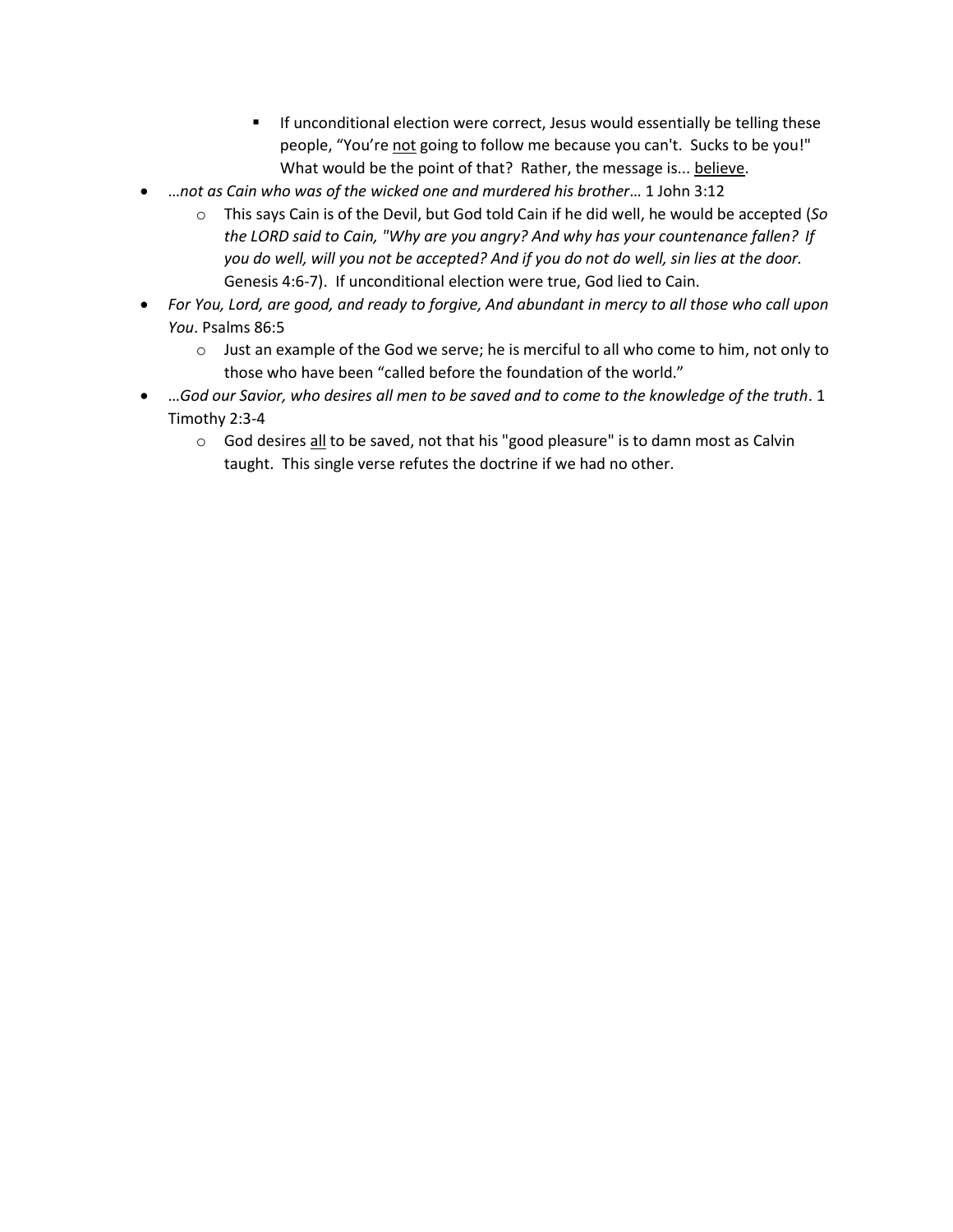- If unconditional election were correct, Jesus would essentially be telling these people, “You’re <u>not</u> going to follow me because you can't. Sucks to be you!" What would be the point of that? Rather, the message is... <u>believe</u>.

- …*not as Cain who was of the wicked one and murdered his brother*… 1 John 3:12
    - This says Cain is of the Devil, but God told Cain if he did well, he would be accepted (*So the LORD said to Cain, "Why are you angry? And why has your countenance fallen? If you do well, will you not be accepted? And if you do not do well, sin lies at the door.* Genesis 4:6-7). If unconditional election were true, God lied to Cain.
- *For You, Lord, are good, and ready to forgive, And abundant in mercy to all those who call upon You*. Psalms 86:5
    - Just an example of the God we serve; he is merciful to all who come to him, not only to those who have been “called before the foundation of the world.”
- …*God our Savior, who desires all men to be saved and to come to the knowledge of the truth*. 1 Timothy 2:3-4
    - God desires <u>all</u> to be saved, not that his "good pleasure" is to damn most as Calvin taught. This single verse refutes the doctrine if we had no other.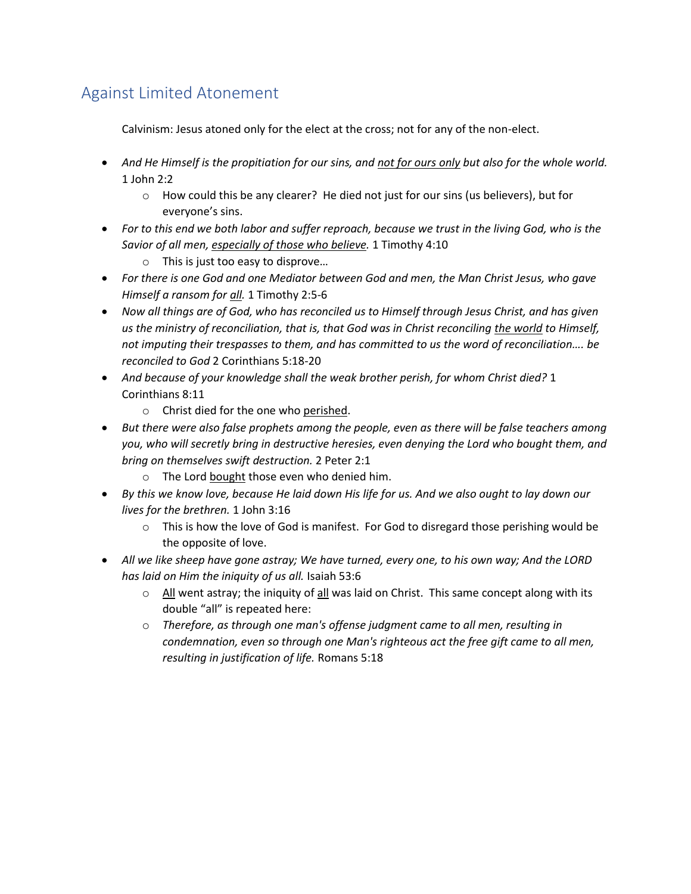## Against Limited Atonement

Calvinism: Jesus atoned only for the elect at the cross; not for any of the non-elect.

- *And He Himself is the propitiation for our sins, and <u>not for ours only</u> but also for the whole world.* 1 John 2:2
  - How could this be any clearer? He died not just for our sins (us believers), but for everyone's sins.
- *For to this end we both labor and suffer reproach, because we trust in the living God, who is the Savior of all men, <u>especially of those who believe</u>.* 1 Timothy 4:10
  - This is just too easy to disprove…
- *For there is one God and one Mediator between God and men, the Man Christ Jesus, who gave Himself a ransom for <u>all</u>.* 1 Timothy 2:5-6
- *Now all things are of God, who has reconciled us to Himself through Jesus Christ, and has given us the ministry of reconciliation, that is, that God was in Christ reconciling <u>the world</u> to Himself, not imputing their trespasses to them, and has committed to us the word of reconciliation…. be reconciled to God* 2 Corinthians 5:18-20
- *And because of your knowledge shall the weak brother perish, for whom Christ died?* 1 Corinthians 8:11
  - Christ died for the one who <u>perished</u>.
- *But there were also false prophets among the people, even as there will be false teachers among you, who will secretly bring in destructive heresies, even denying the Lord who bought them, and bring on themselves swift destruction.* 2 Peter 2:1
  - The Lord <u>bought</u> those even who denied him.
- *By this we know love, because He laid down His life for us. And we also ought to lay down our lives for the brethren.* 1 John 3:16
  - This is how the love of God is manifest. For God to disregard those perishing would be the opposite of love.
- *All we like sheep have gone astray; We have turned, every one, to his own way; And the LORD has laid on Him the iniquity of us all.* Isaiah 53:6
  - <u>All</u> went astray; the iniquity of <u>all</u> was laid on Christ. This same concept along with its double "all" is repeated here:
  - *Therefore, as through one man's offense judgment came to all men, resulting in condemnation, even so through one Man's righteous act the free gift came to all men, resulting in justification of life.* Romans 5:18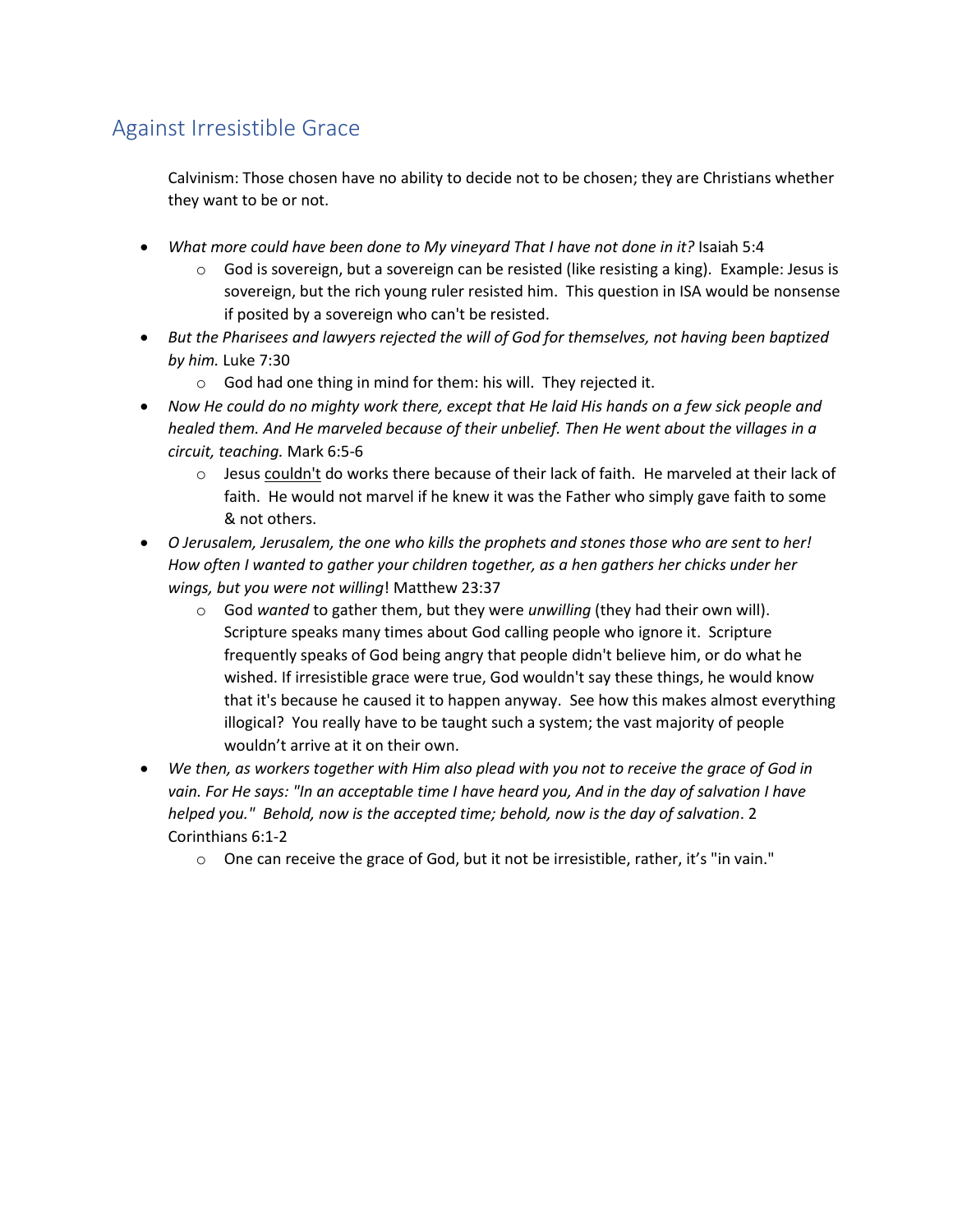## Against Irresistible Grace

Calvinism: Those chosen have no ability to decide not to be chosen; they are Christians whether they want to be or not.

- *What more could have been done to My vineyard That I have not done in it?* Isaiah 5:4
    - God is sovereign, but a sovereign can be resisted (like resisting a king). Example: Jesus is sovereign, but the rich young ruler resisted him. This question in ISA would be nonsense if posited by a sovereign who can't be resisted.
- *But the Pharisees and lawyers rejected the will of God for themselves, not having been baptized by him.* Luke 7:30
    - God had one thing in mind for them: his will. They rejected it.
- *Now He could do no mighty work there, except that He laid His hands on a few sick people and healed them. And He marveled because of their unbelief. Then He went about the villages in a circuit, teaching.* Mark 6:5-6
    - Jesus <u>couldn't</u> do works there because of their lack of faith. He marveled at their lack of faith. He would not marvel if he knew it was the Father who simply gave faith to some & not others.
- *O Jerusalem, Jerusalem, the one who kills the prophets and stones those who are sent to her! How often I wanted to gather your children together, as a hen gathers her chicks under her wings, but you were not willing*! Matthew 23:37
    - God *wanted* to gather them, but they were *unwilling* (they had their own will). Scripture speaks many times about God calling people who ignore it. Scripture frequently speaks of God being angry that people didn't believe him, or do what he wished. If irresistible grace were true, God wouldn't say these things, he would know that it's because he caused it to happen anyway. See how this makes almost everything illogical? You really have to be taught such a system; the vast majority of people wouldn't arrive at it on their own.
- *We then, as workers together with Him also plead with you not to receive the grace of God in vain. For He says: "In an acceptable time I have heard you, And in the day of salvation I have helped you." Behold, now is the accepted time; behold, now is the day of salvation*. 2 Corinthians 6:1-2
    - One can receive the grace of God, but it not be irresistible, rather, it's "in vain."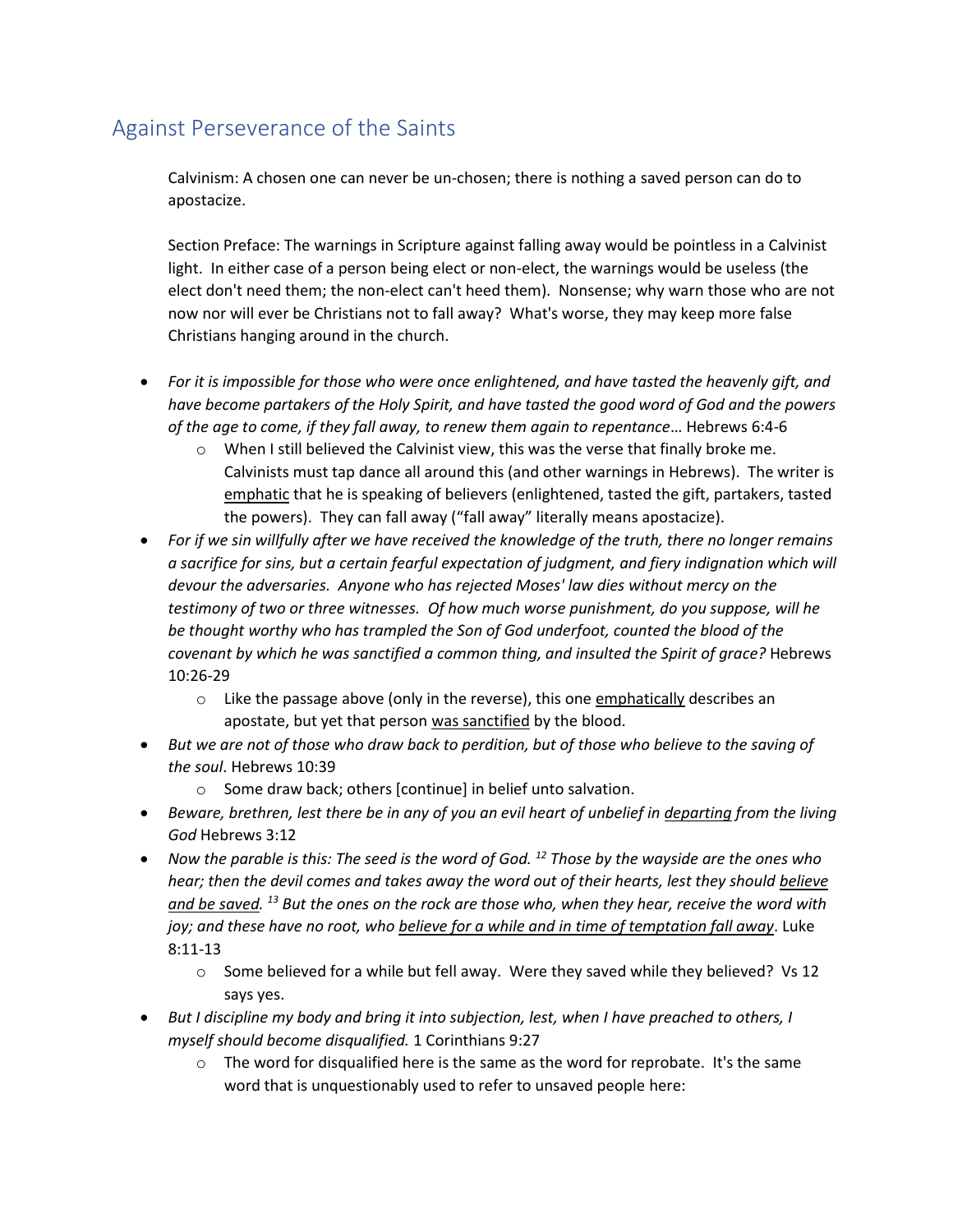## Against Perseverance of the Saints

Calvinism: A chosen one can never be un-chosen; there is nothing a saved person can do to apostacize.

Section Preface: The warnings in Scripture against falling away would be pointless in a Calvinist light. In either case of a person being elect or non-elect, the warnings would be useless (the elect don't need them; the non-elect can't heed them). Nonsense; why warn those who are not now nor will ever be Christians not to fall away? What's worse, they may keep more false Christians hanging around in the church.

- *For it is impossible for those who were once enlightened, and have tasted the heavenly gift, and have become partakers of the Holy Spirit, and have tasted the good word of God and the powers of the age to come, if they fall away, to renew them again to repentance*… Hebrews 6:4-6
  - When I still believed the Calvinist view, this was the verse that finally broke me. Calvinists must tap dance all around this (and other warnings in Hebrews). The writer is <u>emphatic</u> that he is speaking of believers (enlightened, tasted the gift, partakers, tasted the powers). They can fall away ("fall away" literally means apostacize).
- *For if we sin willfully after we have received the knowledge of the truth, there no longer remains a sacrifice for sins, but a certain fearful expectation of judgment, and fiery indignation which will devour the adversaries. Anyone who has rejected Moses' law dies without mercy on the testimony of two or three witnesses. Of how much worse punishment, do you suppose, will he be thought worthy who has trampled the Son of God underfoot, counted the blood of the covenant by which he was sanctified a common thing, and insulted the Spirit of grace?* Hebrews 10:26-29
  - Like the passage above (only in the reverse), this one <u>emphatically</u> describes an apostate, but yet that person <u>was sanctified</u> by the blood.
- *But we are not of those who draw back to perdition, but of those who believe to the saving of the soul*. Hebrews 10:39
  - Some draw back; others [continue] in belief unto salvation.
- *Beware, brethren, lest there be in any of you an evil heart of unbelief in <u>departing</u> from the living God* Hebrews 3:12
- *Now the parable is this: The seed is the word of God. [12] Those by the wayside are the ones who hear; then the devil comes and takes away the word out of their hearts, lest they should <u>believe and be saved</u>. [13] But the ones on the rock are those who, when they hear, receive the word with joy; and these have no root, who <u>believe for a while and in time of temptation fall away</u>*. Luke 8:11-13
  - Some believed for a while but fell away. Were they saved while they believed? Vs 12 says yes.
- *But I discipline my body and bring it into subjection, lest, when I have preached to others, I myself should become disqualified.* 1 Corinthians 9:27
  - The word for disqualified here is the same as the word for reprobate. It's the same word that is unquestionably used to refer to unsaved people here: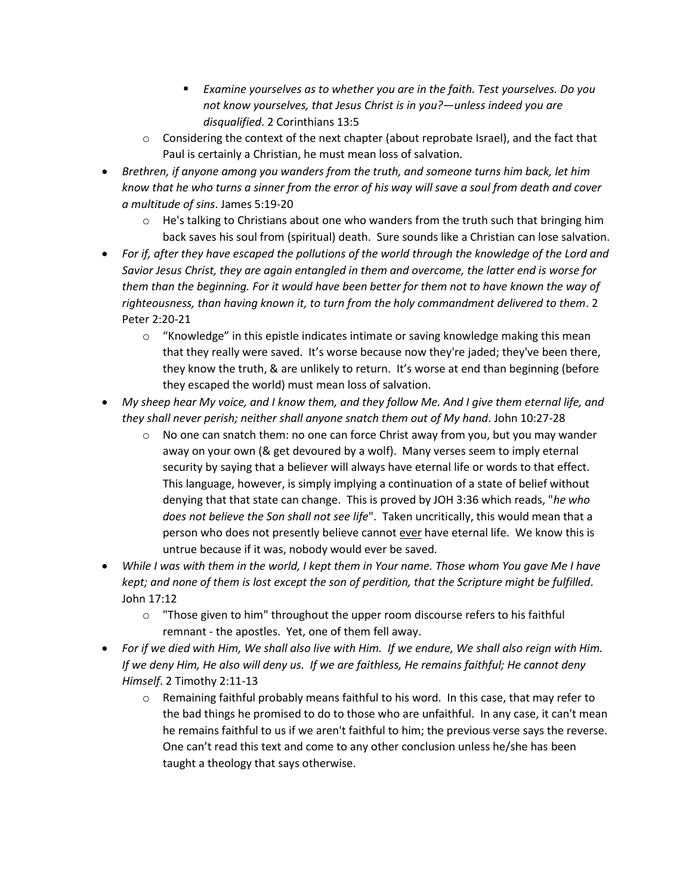- *Examine yourselves as to whether you are in the faith. Test yourselves. Do you not know yourselves, that Jesus Christ is in you?—unless indeed you are disqualified*. 2 Corinthians 13:5
    - Considering the context of the next chapter (about reprobate Israel), and the fact that Paul is certainly a Christian, he must mean loss of salvation.
- *Brethren, if anyone among you wanders from the truth, and someone turns him back, let him know that he who turns a sinner from the error of his way will save a soul from death and cover a multitude of sins*. James 5:19-20
    - He's talking to Christians about one who wanders from the truth such that bringing him back saves his soul from (spiritual) death. Sure sounds like a Christian can lose salvation.
- *For if, after they have escaped the pollutions of the world through the knowledge of the Lord and Savior Jesus Christ, they are again entangled in them and overcome, the latter end is worse for them than the beginning. For it would have been better for them not to have known the way of righteousness, than having known it, to turn from the holy commandment delivered to them*. 2 Peter 2:20-21
    - "Knowledge" in this epistle indicates intimate or saving knowledge making this mean that they really were saved. It's worse because now they're jaded; they've been there, they know the truth, & are unlikely to return. It's worse at end than beginning (before they escaped the world) must mean loss of salvation.
- *My sheep hear My voice, and I know them, and they follow Me. And I give them eternal life, and they shall never perish; neither shall anyone snatch them out of My hand*. John 10:27-28
    - No one can snatch them: no one can force Christ away from you, but you may wander away on your own (& get devoured by a wolf). Many verses seem to imply eternal security by saying that a believer will always have eternal life or words to that effect. This language, however, is simply implying a continuation of a state of belief without denying that that state can change. This is proved by JOH 3:36 which reads, "*he who does not believe the Son shall not see life*". Taken uncritically, this would mean that a person who does not presently believe cannot <u>ever</u> have eternal life. We know this is untrue because if it was, nobody would ever be saved.
- *While I was with them in the world, I kept them in Your name. Those whom You gave Me I have kept; and none of them is lost except the son of perdition, that the Scripture might be fulfilled*. John 17:12
    - "Those given to him" throughout the upper room discourse refers to his faithful remnant - the apostles. Yet, one of them fell away.
- *For if we died with Him, We shall also live with Him. If we endure, We shall also reign with Him. If we deny Him, He also will deny us. If we are faithless, He remains faithful; He cannot deny Himself*. 2 Timothy 2:11-13
    - Remaining faithful probably means faithful to his word. In this case, that may refer to the bad things he promised to do to those who are unfaithful. In any case, it can't mean he remains faithful to us if we aren't faithful to him; the previous verse says the reverse. One can't read this text and come to any other conclusion unless he/she has been taught a theology that says otherwise.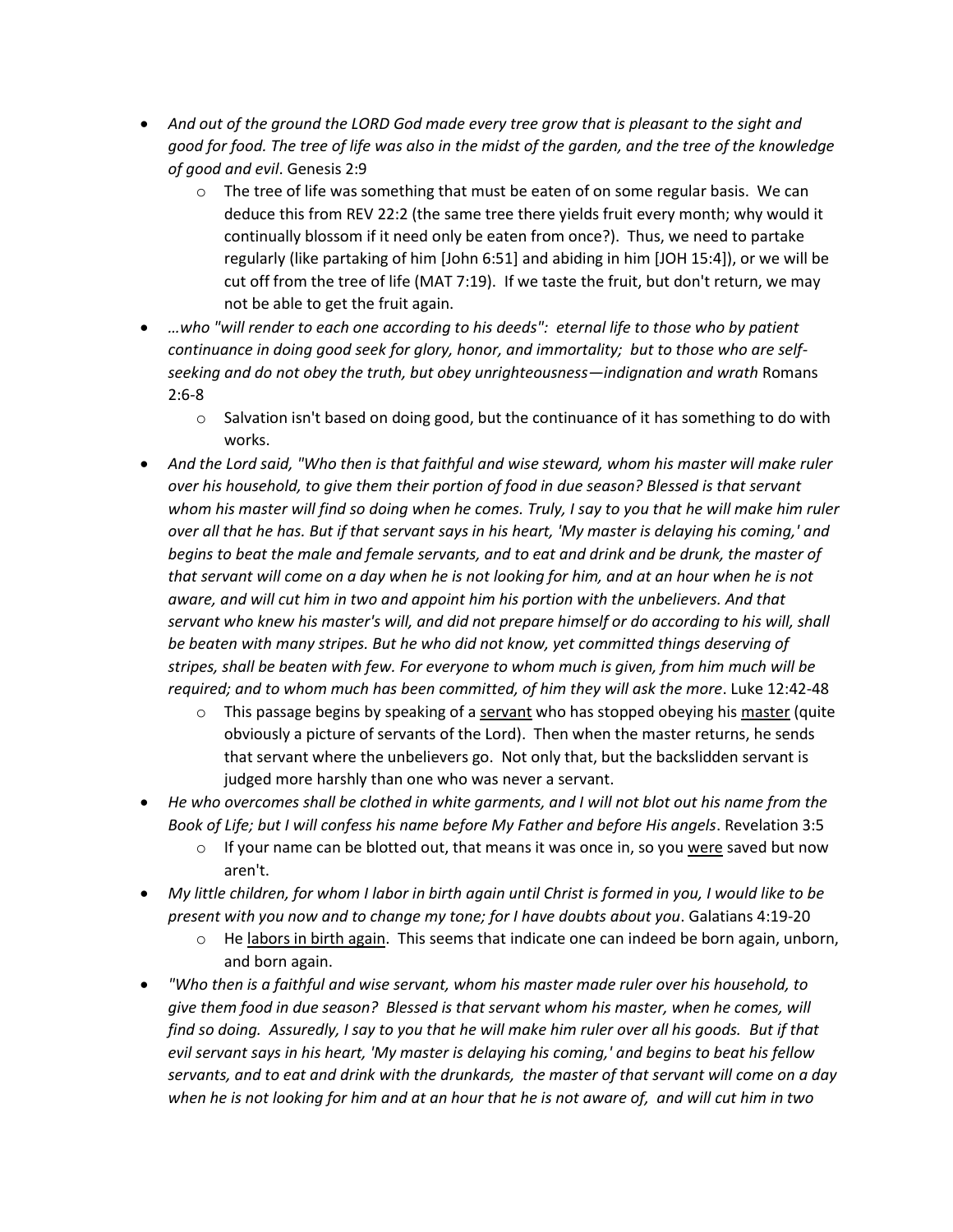- *And out of the ground the LORD God made every tree grow that is pleasant to the sight and good for food. The tree of life was also in the midst of the garden, and the tree of the knowledge of good and evil*. Genesis 2:9
    - The tree of life was something that must be eaten of on some regular basis. We can deduce this from REV 22:2 (the same tree there yields fruit every month; why would it continually blossom if it need only be eaten from once?). Thus, we need to partake regularly (like partaking of him [John 6:51] and abiding in him [JOH 15:4]), or we will be cut off from the tree of life (MAT 7:19). If we taste the fruit, but don't return, we may not be able to get the fruit again.
- *…who "will render to each one according to his deeds": eternal life to those who by patient continuance in doing good seek for glory, honor, and immortality; but to those who are self-seeking and do not obey the truth, but obey unrighteousness—indignation and wrath* Romans 2:6-8
    - Salvation isn't based on doing good, but the continuance of it has something to do with works.
- *And the Lord said, "Who then is that faithful and wise steward, whom his master will make ruler over his household, to give them their portion of food in due season? Blessed is that servant whom his master will find so doing when he comes. Truly, I say to you that he will make him ruler over all that he has. But if that servant says in his heart, 'My master is delaying his coming,' and begins to beat the male and female servants, and to eat and drink and be drunk, the master of that servant will come on a day when he is not looking for him, and at an hour when he is not aware, and will cut him in two and appoint him his portion with the unbelievers. And that servant who knew his master's will, and did not prepare himself or do according to his will, shall be beaten with many stripes. But he who did not know, yet committed things deserving of stripes, shall be beaten with few. For everyone to whom much is given, from him much will be required; and to whom much has been committed, of him they will ask the more*. Luke 12:42-48
    - This passage begins by speaking of a <u>servant</u> who has stopped obeying his <u>master</u> (quite obviously a picture of servants of the Lord). Then when the master returns, he sends that servant where the unbelievers go. Not only that, but the backslidden servant is judged more harshly than one who was never a servant.
- *He who overcomes shall be clothed in white garments, and I will not blot out his name from the Book of Life; but I will confess his name before My Father and before His angels*. Revelation 3:5
    - If your name can be blotted out, that means it was once in, so you <u>were</u> saved but now aren't.
- *My little children, for whom I labor in birth again until Christ is formed in you, I would like to be present with you now and to change my tone; for I have doubts about you*. Galatians 4:19-20
    - He <u>labors in birth again</u>. This seems that indicate one can indeed be born again, unborn, and born again.
- *"Who then is a faithful and wise servant, whom his master made ruler over his household, to give them food in due season? Blessed is that servant whom his master, when he comes, will find so doing. Assuredly, I say to you that he will make him ruler over all his goods. But if that evil servant says in his heart, 'My master is delaying his coming,' and begins to beat his fellow servants, and to eat and drink with the drunkards, the master of that servant will come on a day when he is not looking for him and at an hour that he is not aware of, and will cut him in two*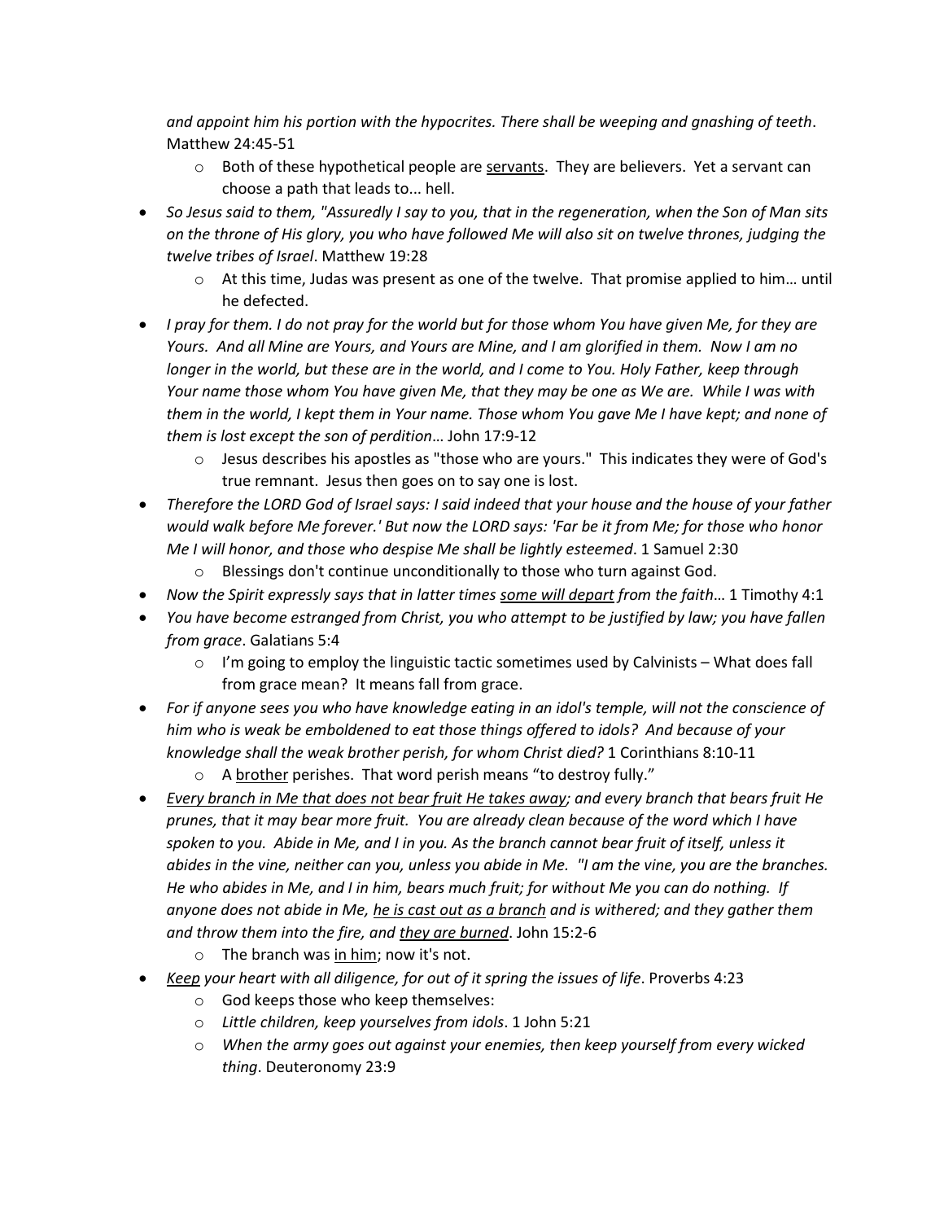*and appoint him his portion with the hypocrites. There shall be weeping and gnashing of teeth*. Matthew 24:45-51

- Both of these hypothetical people are <u>servants</u>. They are believers. Yet a servant can choose a path that leads to... hell.

- *So Jesus said to them, "Assuredly I say to you, that in the regeneration, when the Son of Man sits on the throne of His glory, you who have followed Me will also sit on twelve thrones, judging the twelve tribes of Israel*. Matthew 19:28
  - At this time, Judas was present as one of the twelve. That promise applied to him… until he defected.
- *I pray for them. I do not pray for the world but for those whom You have given Me, for they are Yours. And all Mine are Yours, and Yours are Mine, and I am glorified in them. Now I am no longer in the world, but these are in the world, and I come to You. Holy Father, keep through Your name those whom You have given Me, that they may be one as We are. While I was with them in the world, I kept them in Your name. Those whom You gave Me I have kept; and none of them is lost except the son of perdition*… John 17:9-12
  - Jesus describes his apostles as "those who are yours." This indicates they were of God's true remnant. Jesus then goes on to say one is lost.
- *Therefore the LORD God of Israel says: I said indeed that your house and the house of your father would walk before Me forever.' But now the LORD says: 'Far be it from Me; for those who honor Me I will honor, and those who despise Me shall be lightly esteemed*. 1 Samuel 2:30
  - Blessings don't continue unconditionally to those who turn against God.
- *Now the Spirit expressly says that in latter times <u>some will depart</u> from the faith*… 1 Timothy 4:1
- *You have become estranged from Christ, you who attempt to be justified by law; you have fallen from grace*. Galatians 5:4
  - I'm going to employ the linguistic tactic sometimes used by Calvinists – What does fall from grace mean? It means fall from grace.
- *For if anyone sees you who have knowledge eating in an idol's temple, will not the conscience of him who is weak be emboldened to eat those things offered to idols? And because of your knowledge shall the weak brother perish, for whom Christ died?* 1 Corinthians 8:10-11
  - A <u>brother</u> perishes. That word perish means "to destroy fully."
- *<u>Every branch in Me that does not bear fruit He takes away</u>; and every branch that bears fruit He prunes, that it may bear more fruit. You are already clean because of the word which I have spoken to you. Abide in Me, and I in you. As the branch cannot bear fruit of itself, unless it abides in the vine, neither can you, unless you abide in Me. "I am the vine, you are the branches. He who abides in Me, and I in him, bears much fruit; for without Me you can do nothing. If anyone does not abide in Me, <u>he is cast out as a branch</u> and is withered; and they gather them and throw them into the fire, and <u>they are burned</u>*. John 15:2-6
  - The branch was <u>in him</u>; now it's not.
- *<u>Keep</u> your heart with all diligence, for out of it spring the issues of life*. Proverbs 4:23
  - God keeps those who keep themselves:
  - *Little children, keep yourselves from idols*. 1 John 5:21
  - *When the army goes out against your enemies, then keep yourself from every wicked thing*. Deuteronomy 23:9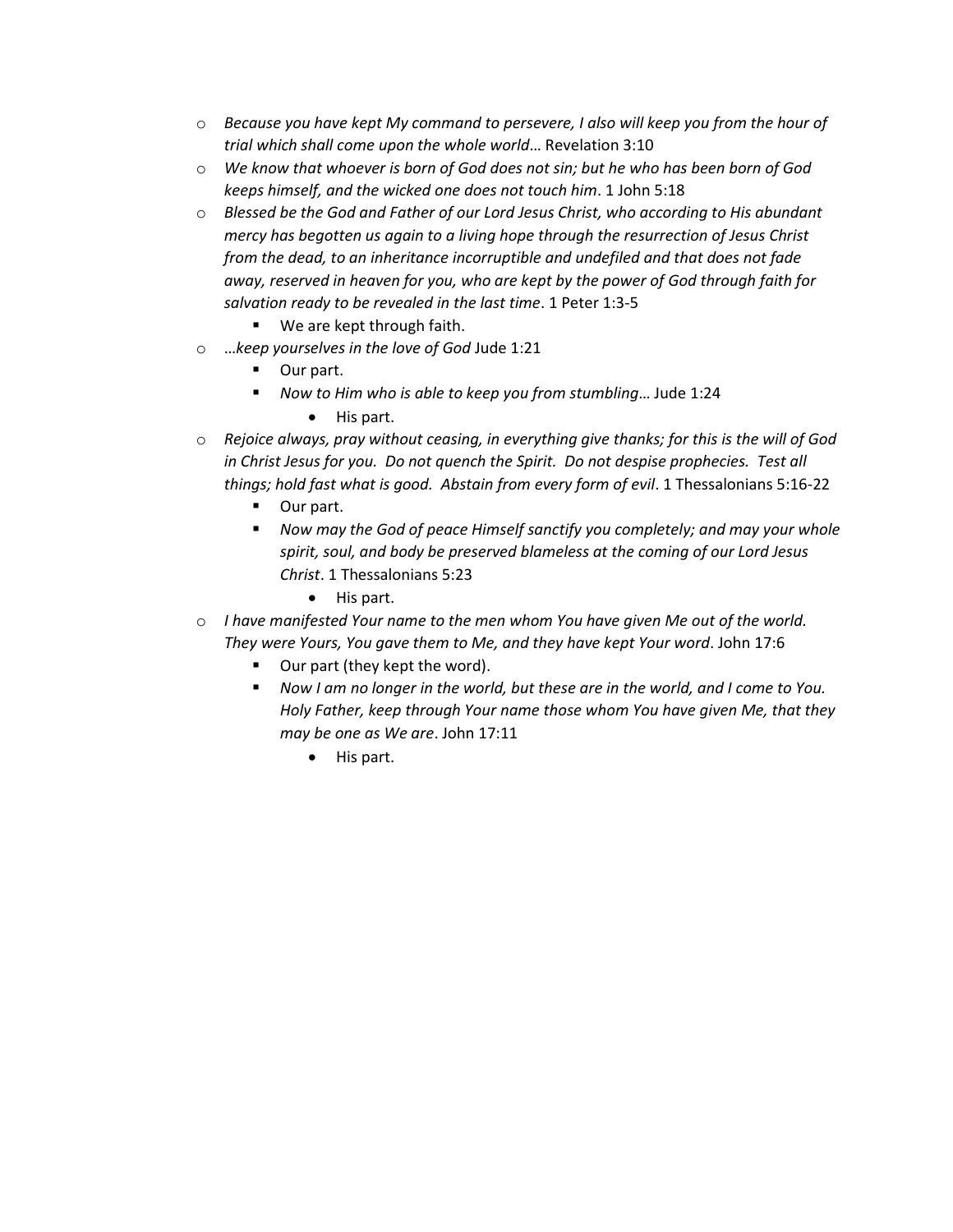- *Because you have kept My command to persevere, I also will keep you from the hour of trial which shall come upon the whole world*… Revelation 3:10
- *We know that whoever is born of God does not sin; but he who has been born of God keeps himself, and the wicked one does not touch him*. 1 John 5:18
- *Blessed be the God and Father of our Lord Jesus Christ, who according to His abundant mercy has begotten us again to a living hope through the resurrection of Jesus Christ from the dead, to an inheritance incorruptible and undefiled and that does not fade away, reserved in heaven for you, who are kept by the power of God through faith for salvation ready to be revealed in the last time*. 1 Peter 1:3-5
  - We are kept through faith.
- …*keep yourselves in the love of God* Jude 1:21
  - Our part.
  - *Now to Him who is able to keep you from stumbling*… Jude 1:24
    - His part.
- *Rejoice always, pray without ceasing, in everything give thanks; for this is the will of God in Christ Jesus for you. Do not quench the Spirit. Do not despise prophecies. Test all things; hold fast what is good. Abstain from every form of evil*. 1 Thessalonians 5:16-22
  - Our part.
  - *Now may the God of peace Himself sanctify you completely; and may your whole spirit, soul, and body be preserved blameless at the coming of our Lord Jesus Christ*. 1 Thessalonians 5:23
    - His part.
- *I have manifested Your name to the men whom You have given Me out of the world. They were Yours, You gave them to Me, and they have kept Your word*. John 17:6
  - Our part (they kept the word).
  - *Now I am no longer in the world, but these are in the world, and I come to You. Holy Father, keep through Your name those whom You have given Me, that they may be one as We are*. John 17:11
    - His part.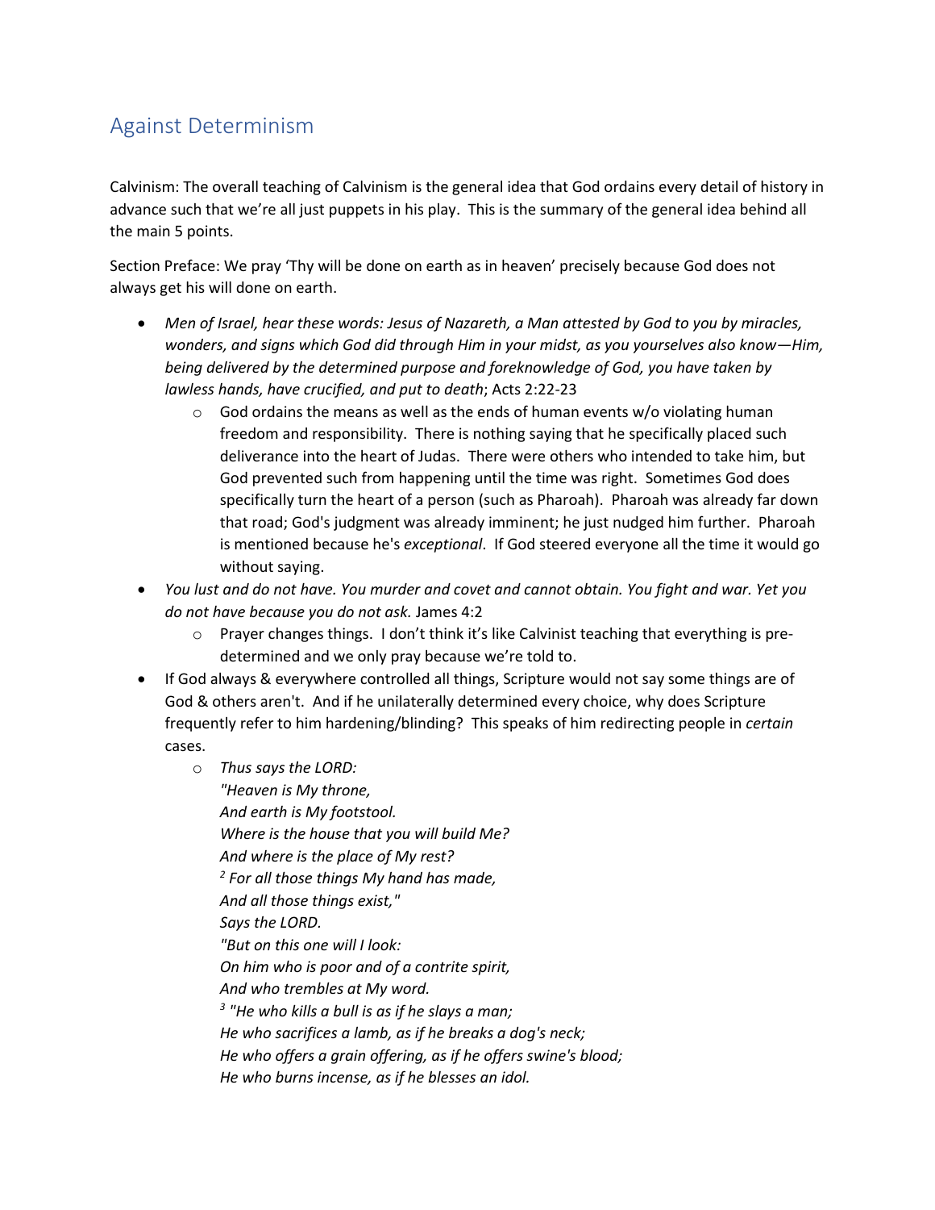## Against Determinism

Calvinism: The overall teaching of Calvinism is the general idea that God ordains every detail of history in advance such that we're all just puppets in his play. This is the summary of the general idea behind all the main 5 points.

Section Preface: We pray 'Thy will be done on earth as in heaven' precisely because God does not always get his will done on earth.

- *Men of Israel, hear these words: Jesus of Nazareth, a Man attested by God to you by miracles, wonders, and signs which God did through Him in your midst, as you yourselves also know—Him, being delivered by the determined purpose and foreknowledge of God, you have taken by lawless hands, have crucified, and put to death*; Acts 2:22-23
  - God ordains the means as well as the ends of human events w/o violating human freedom and responsibility. There is nothing saying that he specifically placed such deliverance into the heart of Judas. There were others who intended to take him, but God prevented such from happening until the time was right. Sometimes God does specifically turn the heart of a person (such as Pharoah). Pharoah was already far down that road; God's judgment was already imminent; he just nudged him further. Pharoah is mentioned because he's *exceptional*. If God steered everyone all the time it would go without saying.
- *You lust and do not have. You murder and covet and cannot obtain. You fight and war. Yet you do not have because you do not ask.* James 4:2
  - Prayer changes things. I don't think it's like Calvinist teaching that everything is pre-determined and we only pray because we're told to.
- If God always & everywhere controlled all things, Scripture would not say some things are of God & others aren't. And if he unilaterally determined every choice, why does Scripture frequently refer to him hardening/blinding? This speaks of him redirecting people in *certain* cases.
  - *Thus says the LORD:*
    *"Heaven is My throne,*
    *And earth is My footstool.*
    *Where is the house that you will build Me?*
    *And where is the place of My rest?*
    *[2] For all those things My hand has made,*
    *And all those things exist,"*
    *Says the LORD.*
    *"But on this one will I look:*
    *On him who is poor and of a contrite spirit,*
    *And who trembles at My word.*
    *[3] "He who kills a bull is as if he slays a man;*
    *He who sacrifices a lamb, as if he breaks a dog's neck;*
    *He who offers a grain offering, as if he offers swine's blood;*
    *He who burns incense, as if he blesses an idol.*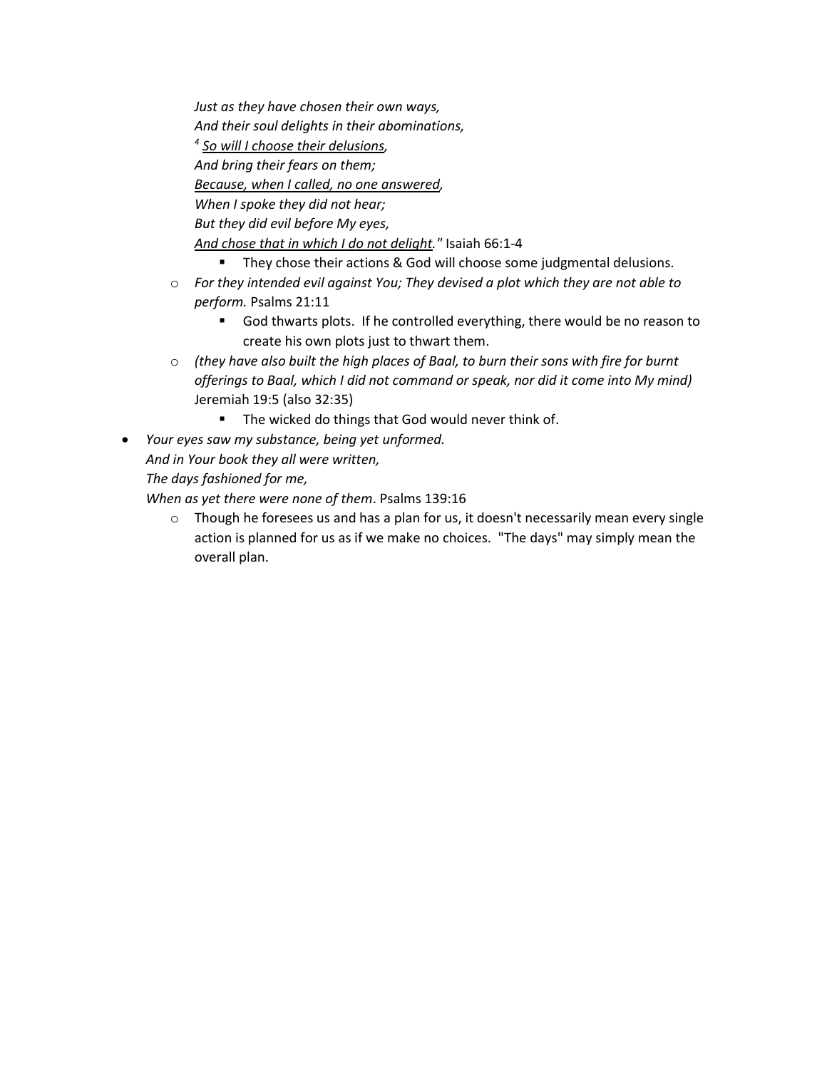*Just as they have chosen their own ways,*
*And their soul delights in their abominations,*
*[4] <u>So will I choose their delusions</u>,*
*And bring their fears on them;*
*<u>Because, when I called, no one answered</u>,*
*When I spoke they did not hear;*
*But they did evil before My eyes,*
*<u>And chose that in which I do not delight</u>."* Isaiah 66:1-4

        - They chose their actions & God will choose some judgmental delusions.

    - *For they intended evil against You; They devised a plot which they are not able to perform.* Psalms 21:11
        - God thwarts plots. If he controlled everything, there would be no reason to create his own plots just to thwart them.
    - *(they have also built the high places of Baal, to burn their sons with fire for burnt offerings to Baal, which I did not command or speak, nor did it come into My mind)* Jeremiah 19:5 (also 32:35)
        - The wicked do things that God would never think of.

- *Your eyes saw my substance, being yet unformed.*
  *And in Your book they all were written,*
  *The days fashioned for me,*
  *When as yet there were none of them*. Psalms 139:16
    - Though he foresees us and has a plan for us, it doesn't necessarily mean every single action is planned for us as if we make no choices. "The days" may simply mean the overall plan.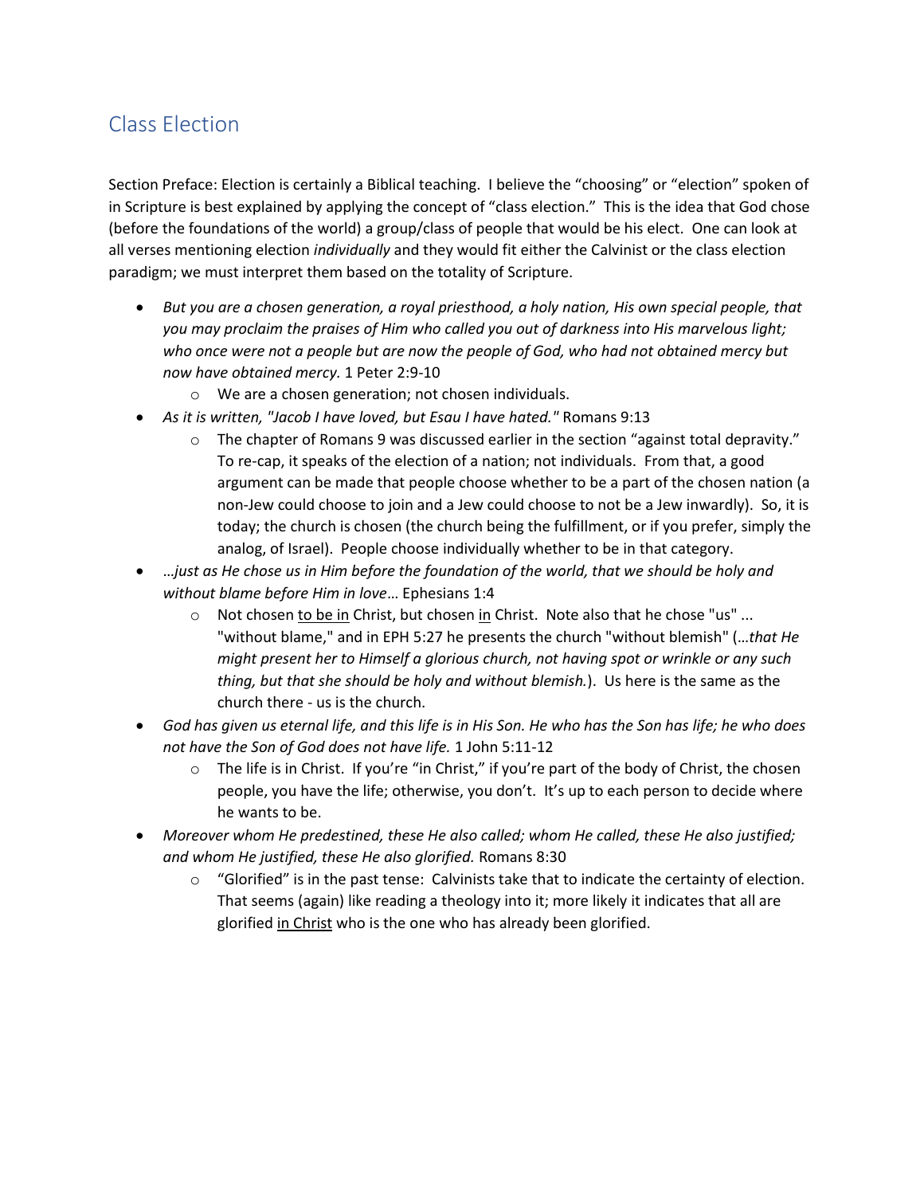## Class Election

Section Preface: Election is certainly a Biblical teaching. I believe the "choosing" or "election" spoken of in Scripture is best explained by applying the concept of "class election." This is the idea that God chose (before the foundations of the world) a group/class of people that would be his elect. One can look at all verses mentioning election *individually* and they would fit either the Calvinist or the class election paradigm; we must interpret them based on the totality of Scripture.

- *But you are a chosen generation, a royal priesthood, a holy nation, His own special people, that you may proclaim the praises of Him who called you out of darkness into His marvelous light; who once were not a people but are now the people of God, who had not obtained mercy but now have obtained mercy.* 1 Peter 2:9-10
    - We are a chosen generation; not chosen individuals.
- *As it is written, "Jacob I have loved, but Esau I have hated."* Romans 9:13
    - The chapter of Romans 9 was discussed earlier in the section "against total depravity." To re-cap, it speaks of the election of a nation; not individuals. From that, a good argument can be made that people choose whether to be a part of the chosen nation (a non-Jew could choose to join and a Jew could choose to not be a Jew inwardly). So, it is today; the church is chosen (the church being the fulfillment, or if you prefer, simply the analog, of Israel). People choose individually whether to be in that category.
- *…just as He chose us in Him before the foundation of the world, that we should be holy and without blame before Him in love…* Ephesians 1:4
    - Not chosen <u>to be in</u> Christ, but chosen <u>in</u> Christ. Note also that he chose "us" ... "without blame," and in EPH 5:27 he presents the church "without blemish" (*…that He might present her to Himself a glorious church, not having spot or wrinkle or any such thing, but that she should be holy and without blemish.*). Us here is the same as the church there - us is the church.
- *God has given us eternal life, and this life is in His Son. He who has the Son has life; he who does not have the Son of God does not have life.* 1 John 5:11-12
    - The life is in Christ. If you're "in Christ," if you're part of the body of Christ, the chosen people, you have the life; otherwise, you don't. It's up to each person to decide where he wants to be.
- *Moreover whom He predestined, these He also called; whom He called, these He also justified; and whom He justified, these He also glorified.* Romans 8:30
    - "Glorified" is in the past tense: Calvinists take that to indicate the certainty of election. That seems (again) like reading a theology into it; more likely it indicates that all are glorified <u>in Christ</u> who is the one who has already been glorified.